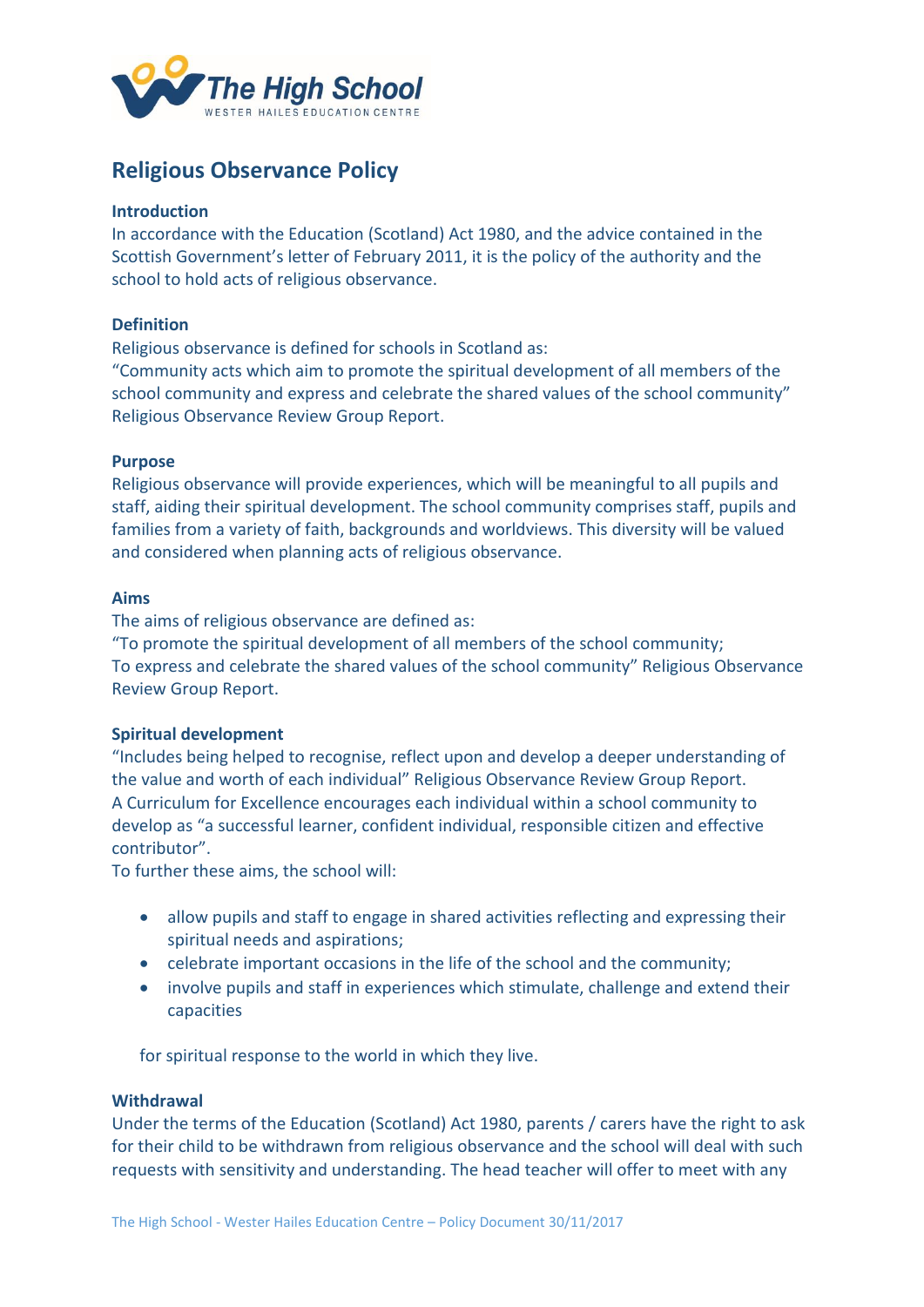The High School
WESTER HAILES EDUCATION CENTRE

# Religious Observance Policy

### Introduction

In accordance with the Education (Scotland) Act 1980, and the advice contained in the Scottish Government's letter of February 2011, it is the policy of the authority and the school to hold acts of religious observance.

### Definition

Religious observance is defined for schools in Scotland as:
"Community acts which aim to promote the spiritual development of all members of the school community and express and celebrate the shared values of the school community" Religious Observance Review Group Report.

### Purpose

Religious observance will provide experiences, which will be meaningful to all pupils and staff, aiding their spiritual development. The school community comprises staff, pupils and families from a variety of faith, backgrounds and worldviews. This diversity will be valued and considered when planning acts of religious observance.

### Aims

The aims of religious observance are defined as:
"To promote the spiritual development of all members of the school community;
To express and celebrate the shared values of the school community" Religious Observance Review Group Report.

### Spiritual development

"Includes being helped to recognise, reflect upon and develop a deeper understanding of the value and worth of each individual" Religious Observance Review Group Report.
A Curriculum for Excellence encourages each individual within a school community to develop as "a successful learner, confident individual, responsible citizen and effective contributor".
To further these aims, the school will:

- allow pupils and staff to engage in shared activities reflecting and expressing their spiritual needs and aspirations;
- celebrate important occasions in the life of the school and the community;
- involve pupils and staff in experiences which stimulate, challenge and extend their capacities

for spiritual response to the world in which they live.

### Withdrawal

Under the terms of the Education (Scotland) Act 1980, parents / carers have the right to ask for their child to be withdrawn from religious observance and the school will deal with such requests with sensitivity and understanding. The head teacher will offer to meet with any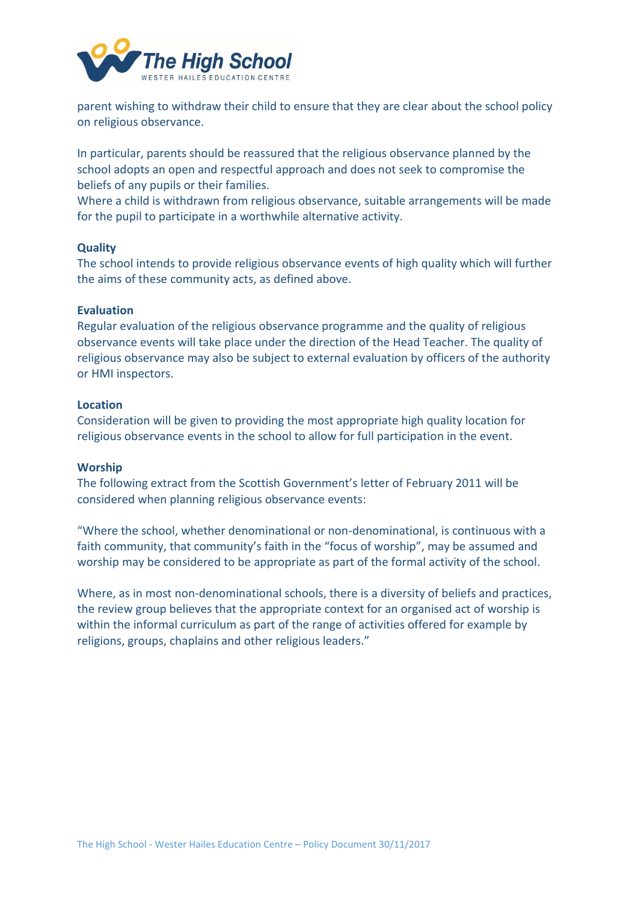parent wishing to withdraw their child to ensure that they are clear about the school policy on religious observance.

In particular, parents should be reassured that the religious observance planned by the school adopts an open and respectful approach and does not seek to compromise the beliefs of any pupils or their families.
Where a child is withdrawn from religious observance, suitable arrangements will be made for the pupil to participate in a worthwhile alternative activity.

**Quality**
The school intends to provide religious observance events of high quality which will further the aims of these community acts, as defined above.

**Evaluation**
Regular evaluation of the religious observance programme and the quality of religious observance events will take place under the direction of the Head Teacher. The quality of religious observance may also be subject to external evaluation by officers of the authority or HMI inspectors.

**Location**
Consideration will be given to providing the most appropriate high quality location for religious observance events in the school to allow for full participation in the event.

**Worship**
The following extract from the Scottish Government's letter of February 2011 will be considered when planning religious observance events:

"Where the school, whether denominational or non-denominational, is continuous with a faith community, that community's faith in the "focus of worship", may be assumed and worship may be considered to be appropriate as part of the formal activity of the school.

Where, as in most non-denominational schools, there is a diversity of beliefs and practices, the review group believes that the appropriate context for an organised act of worship is within the informal curriculum as part of the range of activities offered for example by religions, groups, chaplains and other religious leaders."